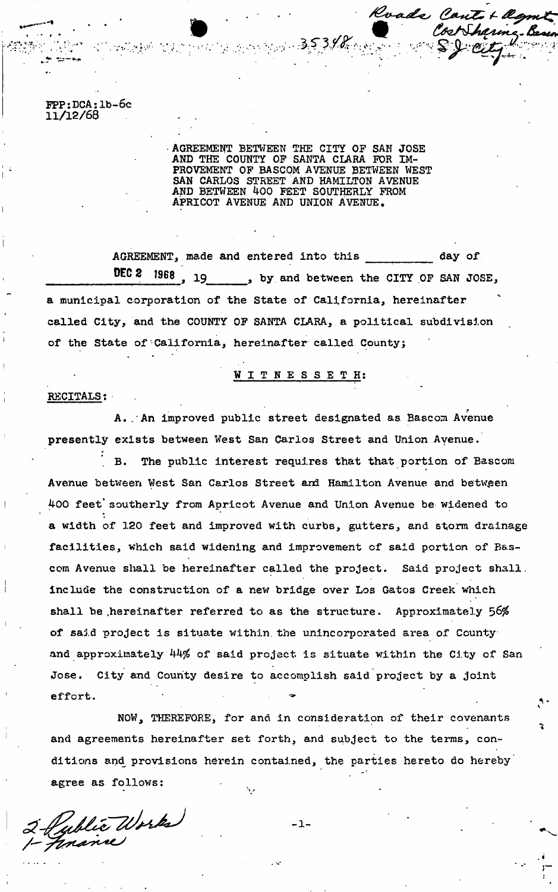Roads Cont + Agmt Cost Sharing - Bascom S J City

35348

FPP:DCA:lb-6c
11/12/68

AGREEMENT BETWEEN THE CITY OF SAN JOSE AND THE COUNTY OF SANTA CLARA FOR IMPROVEMENT OF BASCOM AVENUE BETWEEN WEST SAN CARLOS STREET AND HAMILTON AVENUE AND BETWEEN 400 FEET SOUTHERLY FROM APRICOT AVENUE AND UNION AVENUE.

AGREEMENT, made and entered into this ______ day of DEC 2 1968, 19____, by and between the CITY OF SAN JOSE, a municipal corporation of the State of California, hereinafter called City, and the COUNTY OF SANTA CLARA, a political subdivision of the State of California, hereinafter called County;

W I T N E S S E T H:

RECITALS:

A. An improved public street designated as Bascom Avenue presently exists between West San Carlos Street and Union Avenue.

B. The public interest requires that that portion of Bascom Avenue between West San Carlos Street and Hamilton Avenue and between 400 feet southerly from Apricot Avenue and Union Avenue be widened to a width of 120 feet and improved with curbs, gutters, and storm drainage facilities, which said widening and improvement of said portion of Bascom Avenue shall be hereinafter called the project. Said project shall include the construction of a new bridge over Los Gatos Creek which shall be hereinafter referred to as the structure. Approximately 56% of said project is situate within the unincorporated area of County and approximately 44% of said project is situate within the City of San Jose. City and County desire to accomplish said project by a joint effort.

NOW, THEREFORE, for and in consideration of their covenants and agreements hereinafter set forth, and subject to the terms, conditions and provisions herein contained, the parties hereto do hereby agree as follows:

2 - Public Works
1 - Finance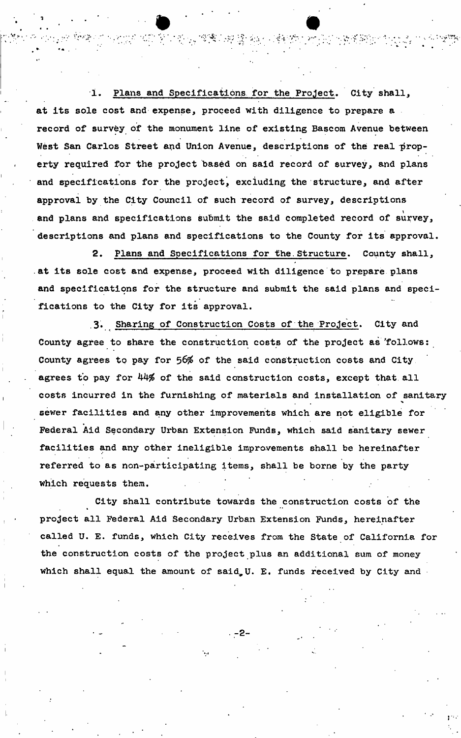1. Plans and Specifications for the Project. City shall, at its sole cost and expense, proceed with diligence to prepare a record of survey of the monument line of existing Bascom Avenue between West San Carlos Street and Union Avenue, descriptions of the real property required for the project based on said record of survey, and plans and specifications for the project, excluding the structure, and after approval by the City Council of such record of survey, descriptions and plans and specifications submit the said completed record of survey, descriptions and plans and specifications to the County for its approval.

2. Plans and Specifications for the Structure. County shall, at its sole cost and expense, proceed with diligence to prepare plans and specifications for the structure and submit the said plans and specifications to the City for its approval.

3. Sharing of Construction Costs of the Project. City and County agree to share the construction costs of the project as follows: County agrees to pay for 56% of the said construction costs and City agrees to pay for 44% of the said construction costs, except that all costs incurred in the furnishing of materials and installation of sanitary sewer facilities and any other improvements which are not eligible for Federal Aid Secondary Urban Extension Funds, which said sanitary sewer facilities and any other ineligible improvements shall be hereinafter referred to as non-participating items, shall be borne by the party which requests them.

City shall contribute towards the construction costs of the project all Federal Aid Secondary Urban Extension Funds, hereinafter called U. E. funds, which City receives from the State of California for the construction costs of the project plus an additional sum of money which shall equal the amount of said U. E. funds received by City and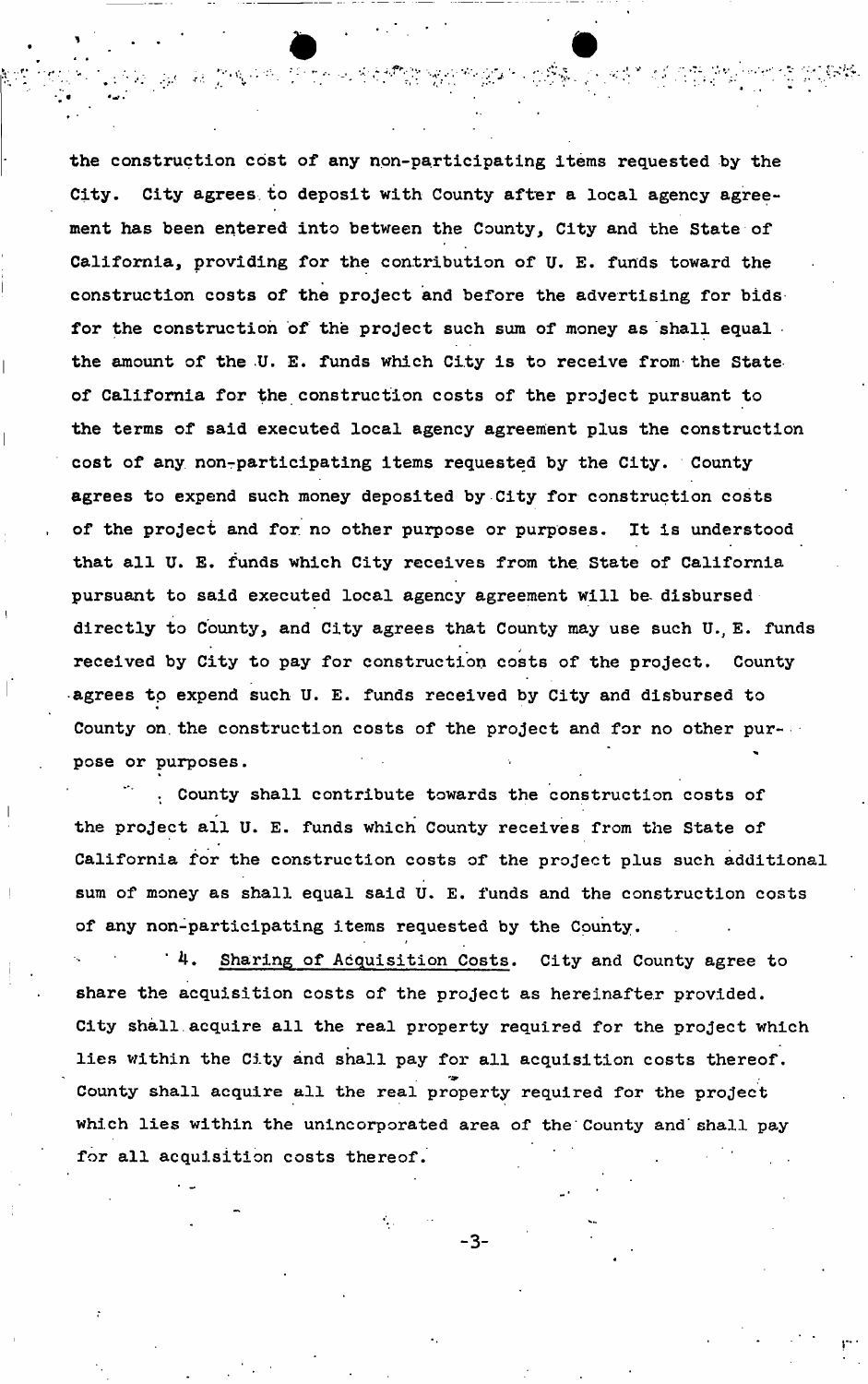the construction cost of any non-participating items requested by the City. City agrees to deposit with County after a local agency agreement has been entered into between the County, City and the State of California, providing for the contribution of U. E. funds toward the construction costs of the project and before the advertising for bids for the construction of the project such sum of money as shall equal the amount of the U. E. funds which City is to receive from the State of California for the construction costs of the project pursuant to the terms of said executed local agency agreement plus the construction cost of any non-participating items requested by the City. County agrees to expend such money deposited by City for construction costs of the project and for no other purpose or purposes. It is understood that all U. E. funds which City receives from the State of California pursuant to said executed local agency agreement will be disbursed directly to County, and City agrees that County may use such U. E. funds received by City to pay for construction costs of the project. County agrees to expend such U. E. funds received by City and disbursed to County on the construction costs of the project and for no other purpose or purposes.

County shall contribute towards the construction costs of the project all U. E. funds which County receives from the State of California for the construction costs of the project plus such additional sum of money as shall equal said U. E. funds and the construction costs of any non-participating items requested by the County.

4. Sharing of Acquisition Costs. City and County agree to share the acquisition costs of the project as hereinafter provided. City shall acquire all the real property required for the project which lies within the City and shall pay for all acquisition costs thereof. County shall acquire all the real property required for the project which lies within the unincorporated area of the County and shall pay for all acquisition costs thereof.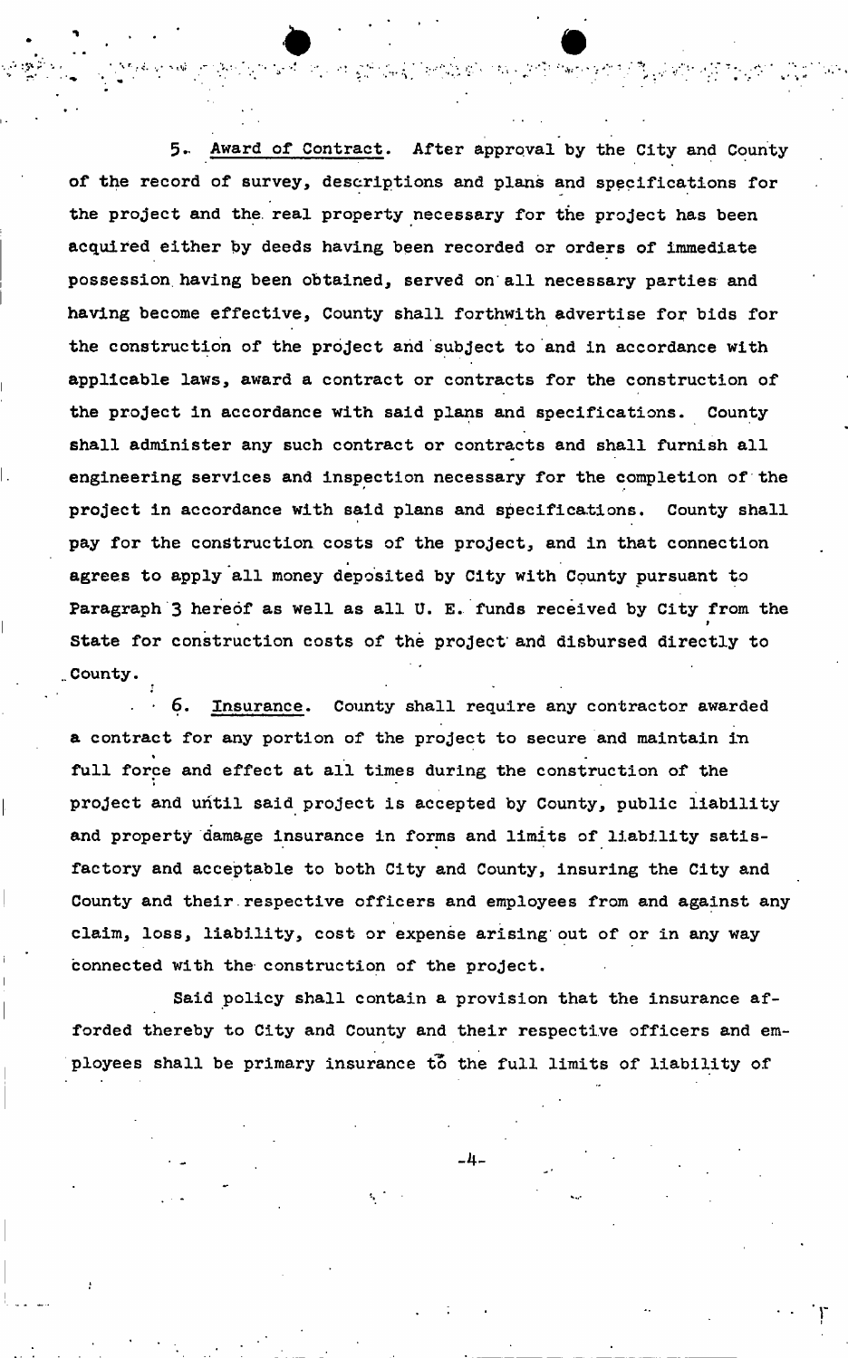5. Award of Contract. After approval by the City and County of the record of survey, descriptions and plans and specifications for the project and the real property necessary for the project has been acquired either by deeds having been recorded or orders of immediate possession having been obtained, served on all necessary parties and having become effective, County shall forthwith advertise for bids for the construction of the project and subject to and in accordance with applicable laws, award a contract or contracts for the construction of the project in accordance with said plans and specifications. County shall administer any such contract or contracts and shall furnish all engineering services and inspection necessary for the completion of the project in accordance with said plans and specifications. County shall pay for the construction costs of the project, and in that connection agrees to apply all money deposited by City with County pursuant to Paragraph 3 hereof as well as all U. E. funds received by City from the State for construction costs of the project and disbursed directly to County.

6. Insurance. County shall require any contractor awarded a contract for any portion of the project to secure and maintain in full force and effect at all times during the construction of the project and until said project is accepted by County, public liability and property damage insurance in forms and limits of liability satisfactory and acceptable to both City and County, insuring the City and County and their respective officers and employees from and against any claim, loss, liability, cost or expense arising out of or in any way connected with the construction of the project.

Said policy shall contain a provision that the insurance afforded thereby to City and County and their respective officers and employees shall be primary insurance to the full limits of liability of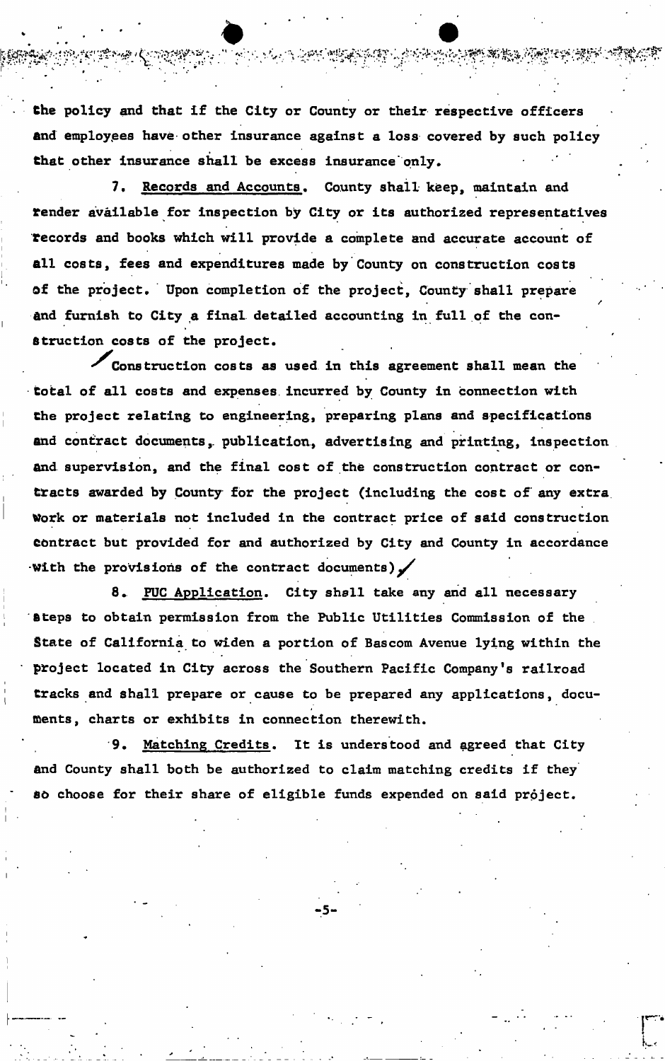the policy and that if the City or County or their respective officers and employees have other insurance against a loss covered by such policy that other insurance shall be excess insurance only.

7. Records and Accounts. County shall keep, maintain and render available for inspection by City or its authorized representatives records and books which will provide a complete and accurate account of all costs, fees and expenditures made by County on construction costs of the project. Upon completion of the project, County shall prepare and furnish to City a final detailed accounting in full of the construction costs of the project.

Construction costs as used in this agreement shall mean the total of all costs and expenses incurred by County in connection with the project relating to engineering, preparing plans and specifications and contract documents, publication, advertising and printing, inspection and supervision, and the final cost of the construction contract or contracts awarded by County for the project (including the cost of any extra work or materials not included in the contract price of said construction contract but provided for and authorized by City and County in accordance with the provisions of the contract documents).

8. PUC Application. City shall take any and all necessary steps to obtain permission from the Public Utilities Commission of the State of California to widen a portion of Bascom Avenue lying within the project located in City across the Southern Pacific Company's railroad tracks and shall prepare or cause to be prepared any applications, documents, charts or exhibits in connection therewith.

9. Matching Credits. It is understood and agreed that City and County shall both be authorized to claim matching credits if they so choose for their share of eligible funds expended on said project.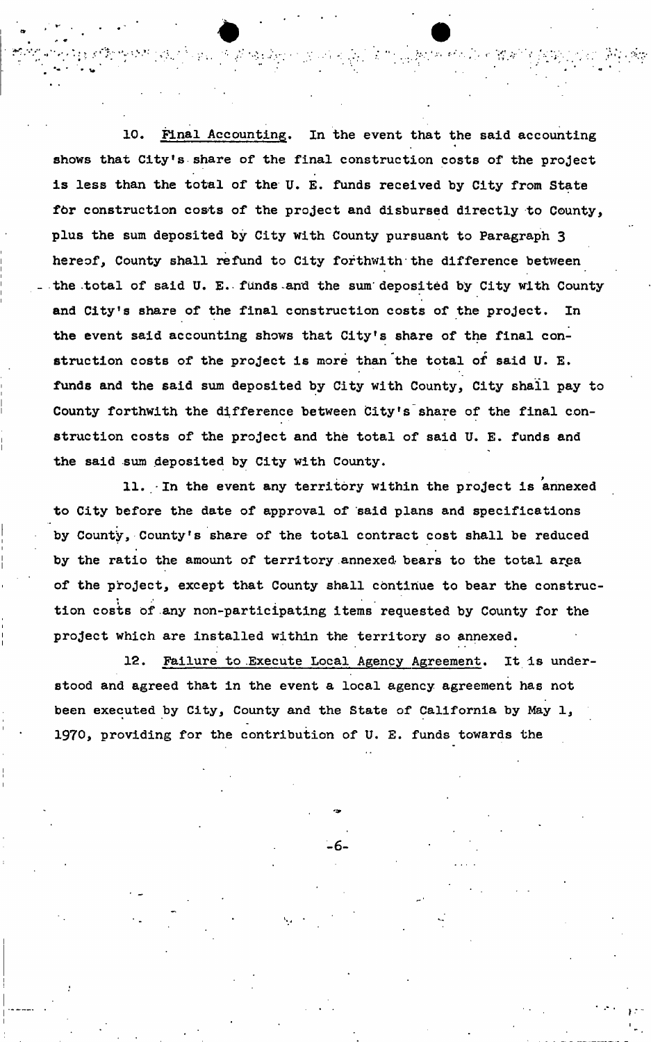10. Final Accounting. In the event that the said accounting shows that City's share of the final construction costs of the project is less than the total of the U. E. funds received by City from State for construction costs of the project and disbursed directly to County, plus the sum deposited by City with County pursuant to Paragraph 3 hereof, County shall refund to City forthwith the difference between the total of said U. E. funds and the sum deposited by City with County and City's share of the final construction costs of the project. In the event said accounting shows that City's share of the final construction costs of the project is more than the total of said U. E. funds and the said sum deposited by City with County, City shall pay to County forthwith the difference between City's share of the final construction costs of the project and the total of said U. E. funds and the said sum deposited by City with County.

11. In the event any territory within the project is annexed to City before the date of approval of said plans and specifications by County, County's share of the total contract cost shall be reduced by the ratio the amount of territory annexed bears to the total area of the project, except that County shall continue to bear the construction costs of any non-participating items requested by County for the project which are installed within the territory so annexed.

12. Failure to Execute Local Agency Agreement. It is understood and agreed that in the event a local agency agreement has not been executed by City, County and the State of California by May 1, 1970, providing for the contribution of U. E. funds towards the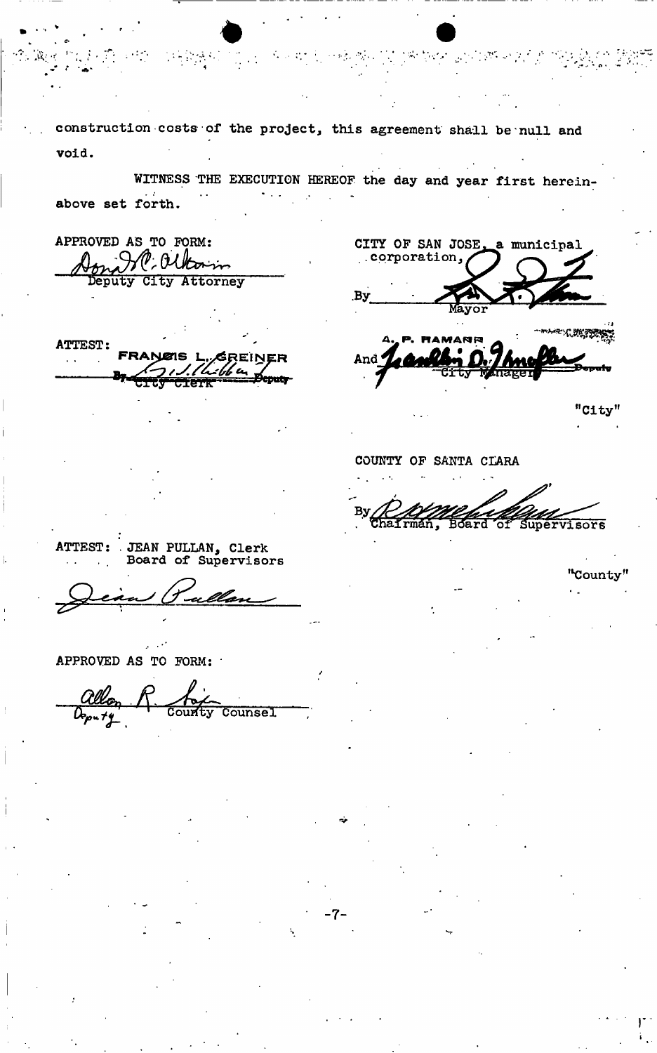construction costs of the project, this agreement shall be null and void.

WITNESS THE EXECUTION HEREOF the day and year first hereinabove set forth.

APPROVED AS TO FORM:

Deputy City Attorney

CITY OF SAN JOSE, a municipal corporation,

By
Mayor

ATTEST: FRANCIS L. GREINER

By Deputy City Clerk

A. P. HAMANN

And
Deputy City Manager

"City"

COUNTY OF SANTA CLARA

By
Chairman, Board of Supervisors

ATTEST: JEAN PULLAN, Clerk
Board of Supervisors

"County"

APPROVED AS TO FORM:

Deputy County Counsel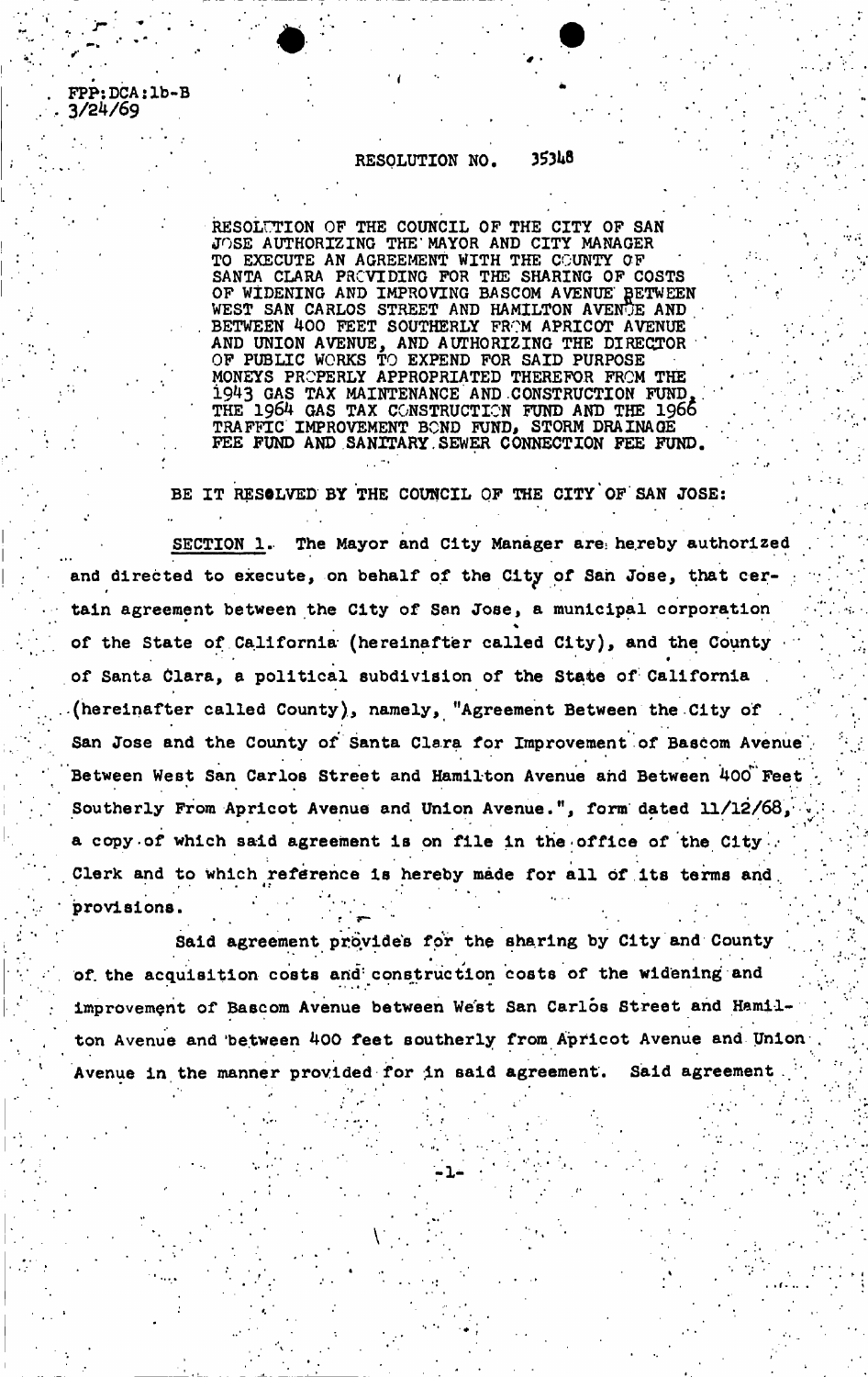FPP:DCA:1b-B
3/24/69

RESOLUTION NO. 35348

RESOLUTION OF THE COUNCIL OF THE CITY OF SAN JOSE AUTHORIZING THE MAYOR AND CITY MANAGER TO EXECUTE AN AGREEMENT WITH THE COUNTY OF SANTA CLARA PROVIDING FOR THE SHARING OF COSTS OF WIDENING AND IMPROVING BASCOM AVENUE BETWEEN WEST SAN CARLOS STREET AND HAMILTON AVENUE AND BETWEEN 400 FEET SOUTHERLY FROM APRICOT AVENUE AND UNION AVENUE, AND AUTHORIZING THE DIRECTOR OF PUBLIC WORKS TO EXPEND FOR SAID PURPOSE MONEYS PROPERLY APPROPRIATED THEREFOR FROM THE 1943 GAS TAX MAINTENANCE AND CONSTRUCTION FUND, THE 1964 GAS TAX CONSTRUCTION FUND AND THE 1966 TRAFFIC IMPROVEMENT BOND FUND, STORM DRAINAGE FEE FUND AND SANITARY SEWER CONNECTION FEE FUND.

BE IT RESOLVED BY THE COUNCIL OF THE CITY OF SAN JOSE:

SECTION 1. The Mayor and City Manager are hereby authorized and directed to execute, on behalf of the City of San Jose, that certain agreement between the City of San Jose, a municipal corporation of the State of California (hereinafter called City), and the County of Santa Clara, a political subdivision of the State of California (hereinafter called County), namely, "Agreement Between the City of San Jose and the County of Santa Clara for Improvement of Bascom Avenue Between West San Carlos Street and Hamilton Avenue and Between 400 Feet Southerly From Apricot Avenue and Union Avenue.", form dated 11/12/68, a copy of which said agreement is on file in the office of the City Clerk and to which reference is hereby made for all of its terms and provisions.

Said agreement provides for the sharing by City and County of the acquisition costs and construction costs of the widening and improvement of Bascom Avenue between West San Carlos Street and Hamilton Avenue and between 400 feet southerly from Apricot Avenue and Union Avenue in the manner provided for in said agreement. Said agreement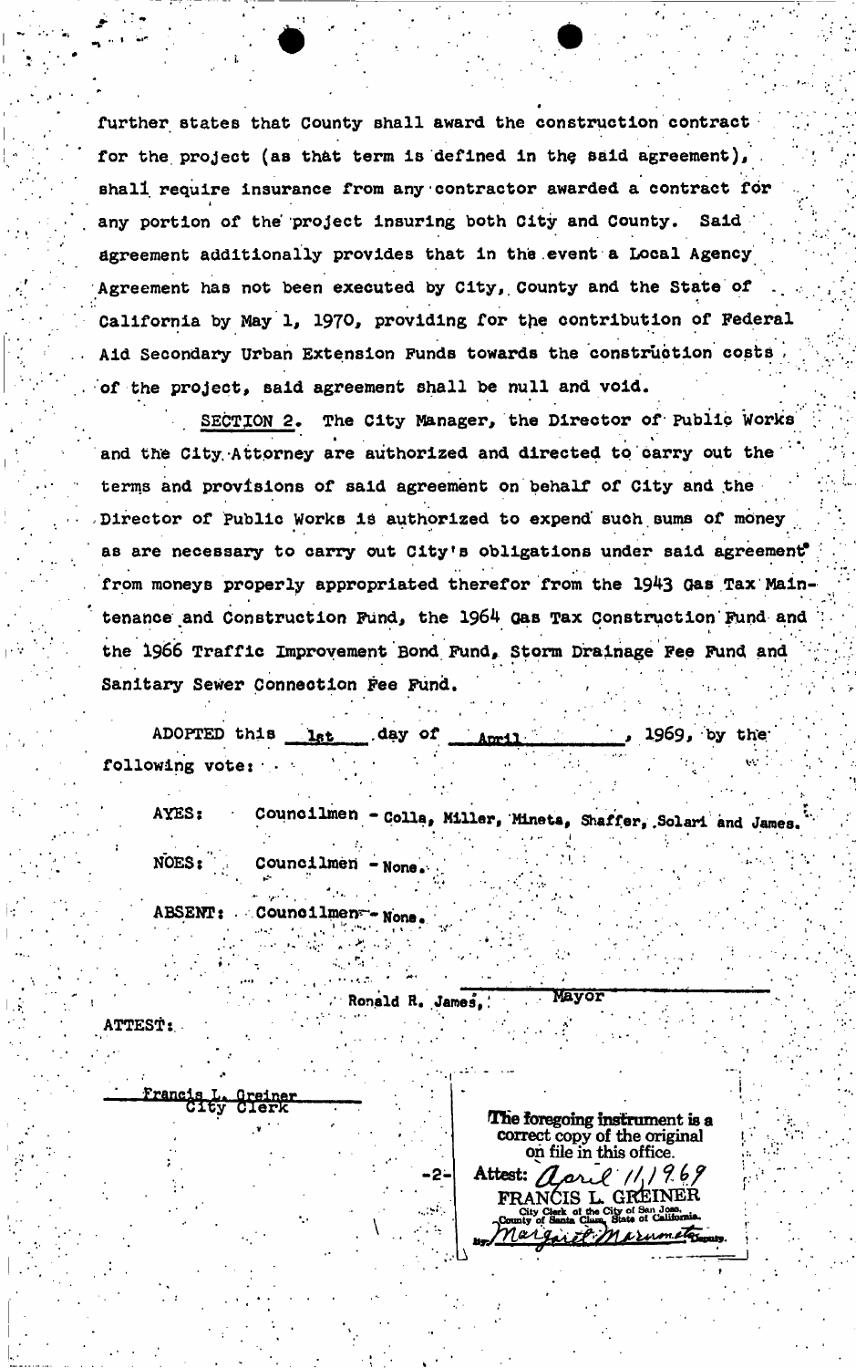further states that County shall award the construction contract for the project (as that term is defined in the said agreement), shall require insurance from any contractor awarded a contract for any portion of the project insuring both City and County. Said agreement additionally provides that in the event a Local Agency Agreement has not been executed by City, County and the State of California by May 1, 1970, providing for the contribution of Federal Aid Secondary Urban Extension Funds towards the construction costs of the project, said agreement shall be null and void.

SECTION 2. The City Manager, the Director of Public Works and the City Attorney are authorized and directed to carry out the terms and provisions of said agreement on behalf of City and the Director of Public Works is authorized to expend such sums of money as are necessary to carry out City's obligations under said agreement from moneys properly appropriated therefor from the 1943 Gas Tax Maintenance and Construction Fund, the 1964 Gas Tax Construction Fund and the 1966 Traffic Improvement Bond Fund, Storm Drainage Fee Fund and Sanitary Sewer Connection Fee Fund.

ADOPTED this 1st day of April, 1969, by the following vote:

AYES: Councilmen - Colla, Miller, Mineta, Shaffer, Solari and James.

NOES: Councilmen - None.

ABSENT: Councilmen - None.

Ronald R. James, Mayor

ATTEST:

Francis L. Greiner
City Clerk

-2-

The foregoing instrument is a correct copy of the original on file in this office.
Attest: April 11, 1969
FRANCIS L. GREINER
City Clerk of the City of San Jose, County of Santa Clara, State of California.
By Margaret Marumoto Deputy.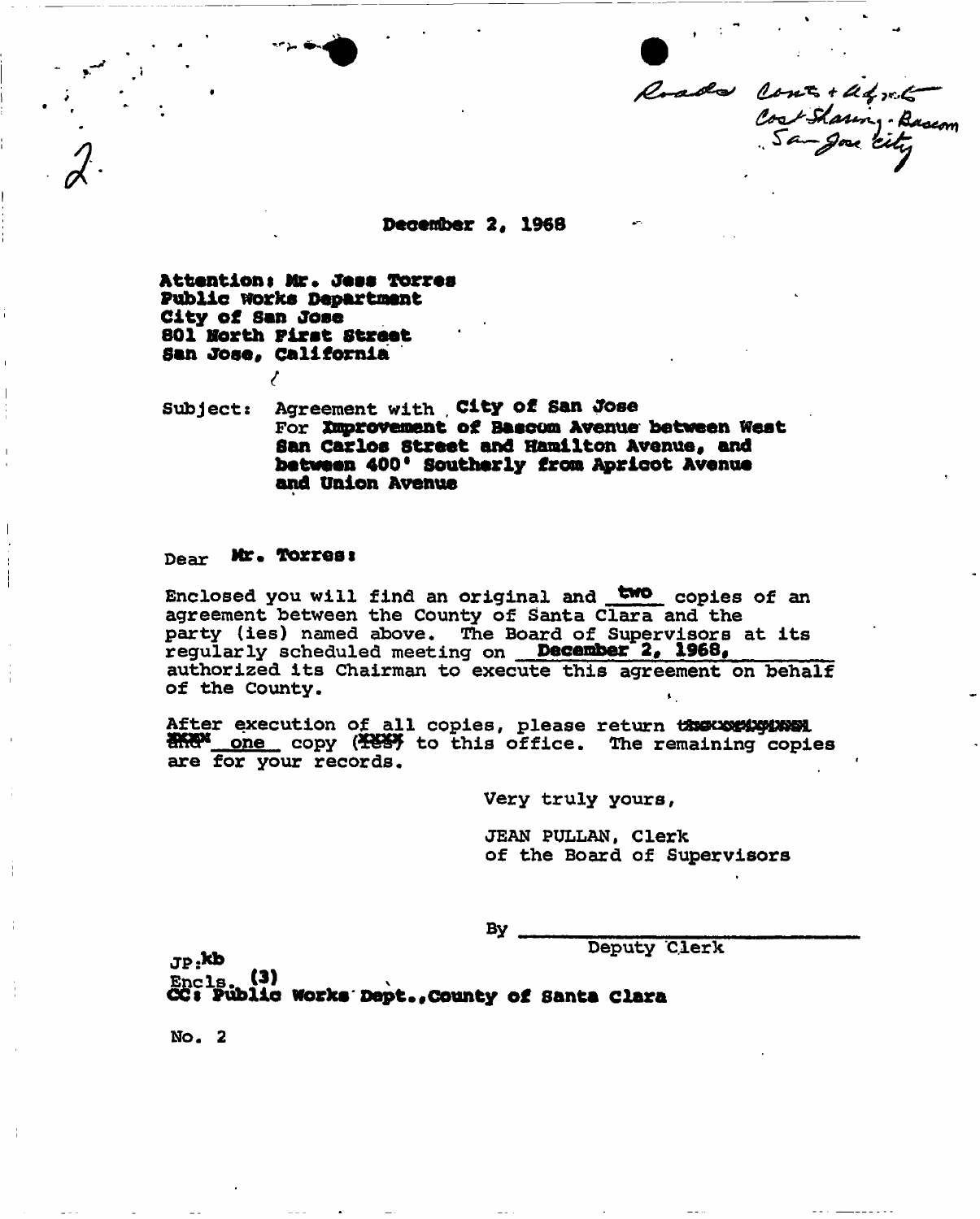2.

Roads Cont + Agmt
Cost Sharing - Bascom
San Jose City

December 2, 1968

**Attention: Mr. Jess Torres**
**Public Works Department**
**City of San Jose**
**801 North First Street**
**San Jose, California**

Subject: Agreement with **City of San Jose**
For **Improvement of Bascom Avenue between West San Carlos Street and Hamilton Avenue, and between 400' Southerly from Apricot Avenue and Union Avenue**

Dear **Mr. Torres:**

Enclosed you will find an original and **two** copies of an agreement between the County of Santa Clara and the party (ies) named above. The Board of Supervisors at its regularly scheduled meeting on **December 2, 1968,** authorized its Chairman to execute this agreement on behalf of the County.

After execution of all copies, please return ~~the original~~ ~~and~~ one copy ~~(ies)~~ to this office. The remaining copies are for your records.

Very truly yours,

JEAN PULLAN, Clerk
of the Board of Supervisors

By ______________________
Deputy Clerk

JP:kb
Encls. (3)
**CC: Public Works Dept., County of Santa Clara**

No. 2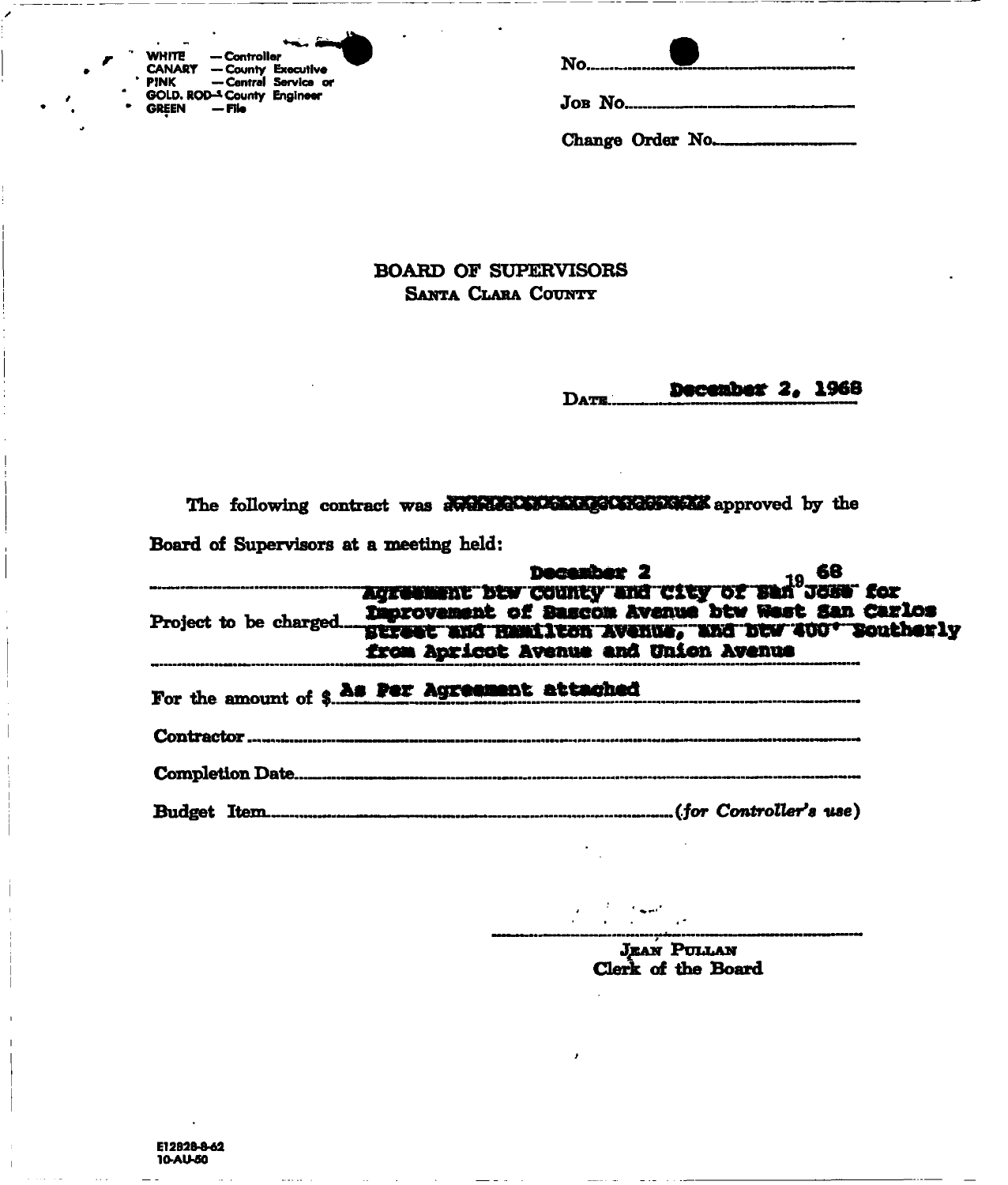WHITE — Controller
CANARY — County Executive
PINK — Central Service or
GOLD. ROD — County Engineer
GREEN — File

No.

Job No.

Change Order No.

# BOARD OF SUPERVISORS
## SANTA CLARA COUNTY

DATE December 2, 1968

The following contract was ~~XXXXXXXXXXXXXXXXXX~~ approved by the Board of Supervisors at a meeting held:

December 2 1968

Project to be charged Agreement btw County and City of San Jose for Improvement of Bascom Avenue btw West San Carlos Street and Hamilton Avenue, and btw 400' Southerly from Apricot Avenue and Union Avenue

For the amount of $ As Per Agreement attached

Contractor

Completion Date

Budget Item (*for Controller's use*)

JEAN PULLAN
Clerk of the Board

E12828-8-62
10-AU-50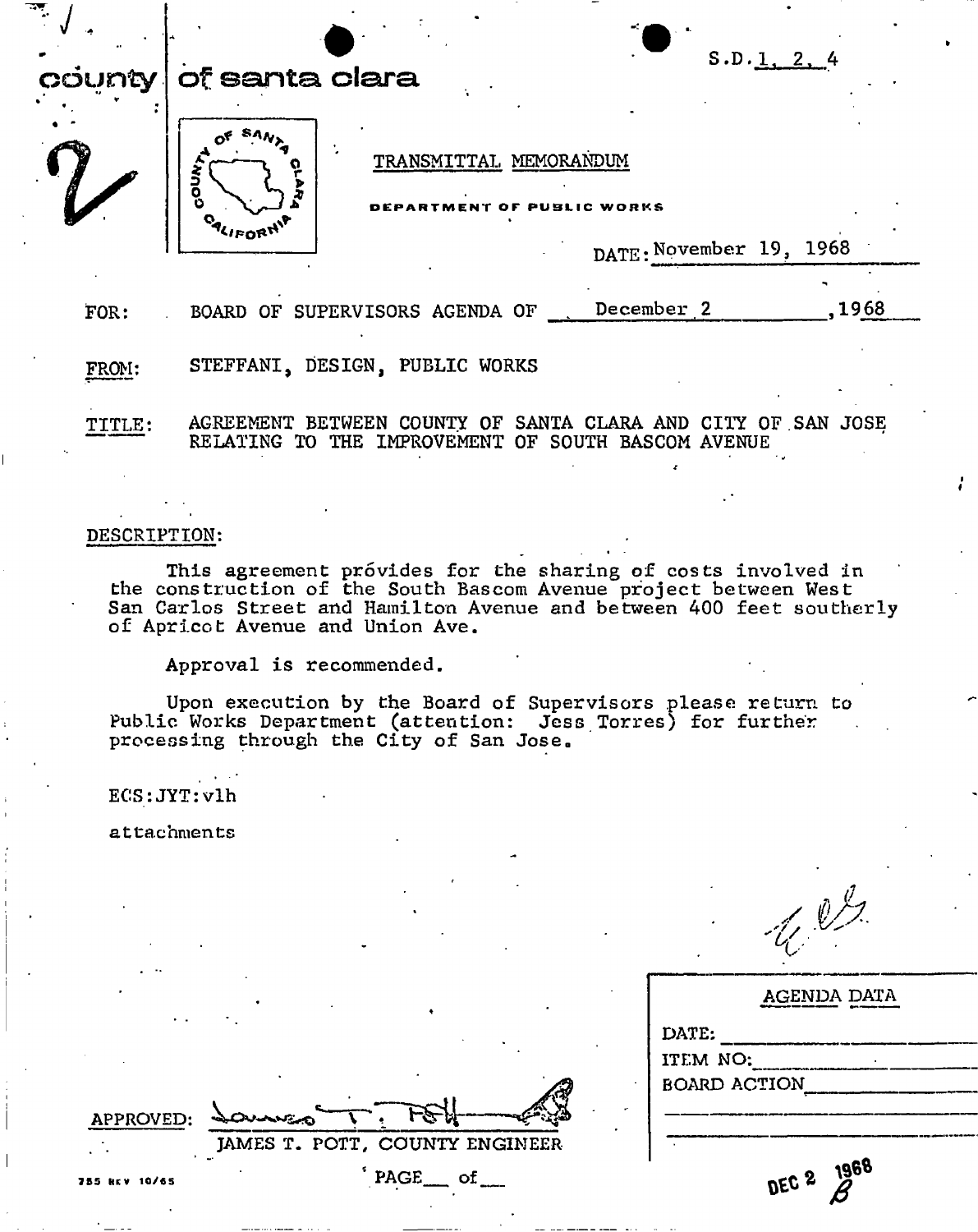S.D. 1, 2, 4

# county of santa clara

TRANSMITTAL MEMORANDUM

DEPARTMENT OF PUBLIC WORKS

DATE: November 19, 1968

FOR: BOARD OF SUPERVISORS AGENDA OF December 2, 1968

FROM: STEFFANI, DESIGN, PUBLIC WORKS

TITLE: AGREEMENT BETWEEN COUNTY OF SANTA CLARA AND CITY OF SAN JOSE RELATING TO THE IMPROVEMENT OF SOUTH BASCOM AVENUE

DESCRIPTION:

This agreement provides for the sharing of costs involved in the construction of the South Bascom Avenue project between West San Carlos Street and Hamilton Avenue and between 400 feet southerly of Apricot Avenue and Union Ave.

Approval is recommended.

Upon execution by the Board of Supervisors please return to Public Works Department (attention: Jess Torres) for further processing through the City of San Jose.

ECS:JYT:vlh

attachments

APPROVED: JAMES T. POTT, COUNTY ENGINEER

AGENDA DATA

DATE:
ITEM NO:
BOARD ACTION

DEC 2 1968

785 REV 10/65

PAGE___ of___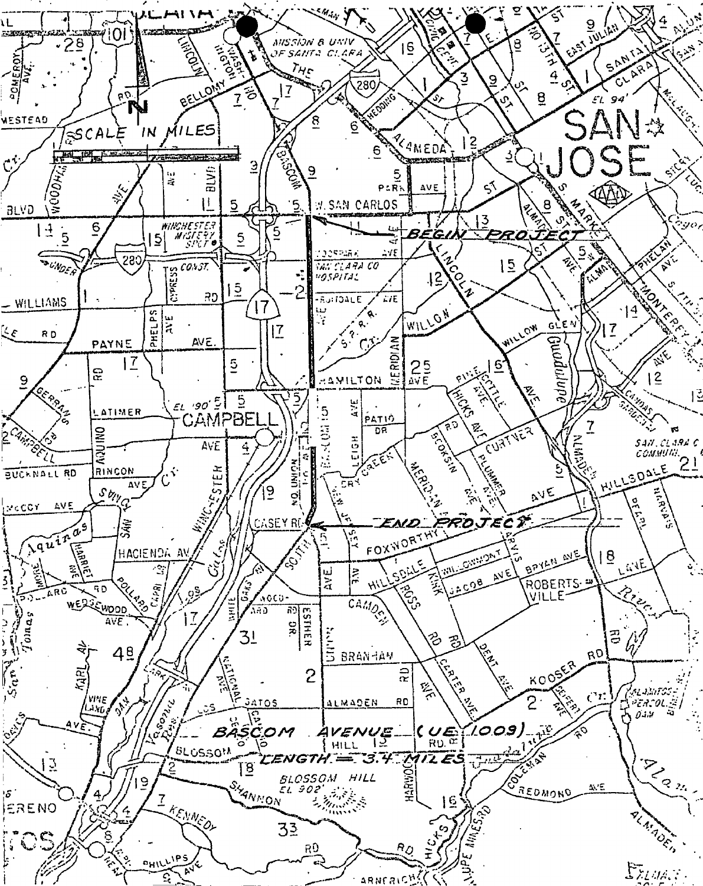BEGIN PROJECT

END PROJECT

**BASCOM AVENUE (UE 1009)**

**LENGTH = 3.4 MILES**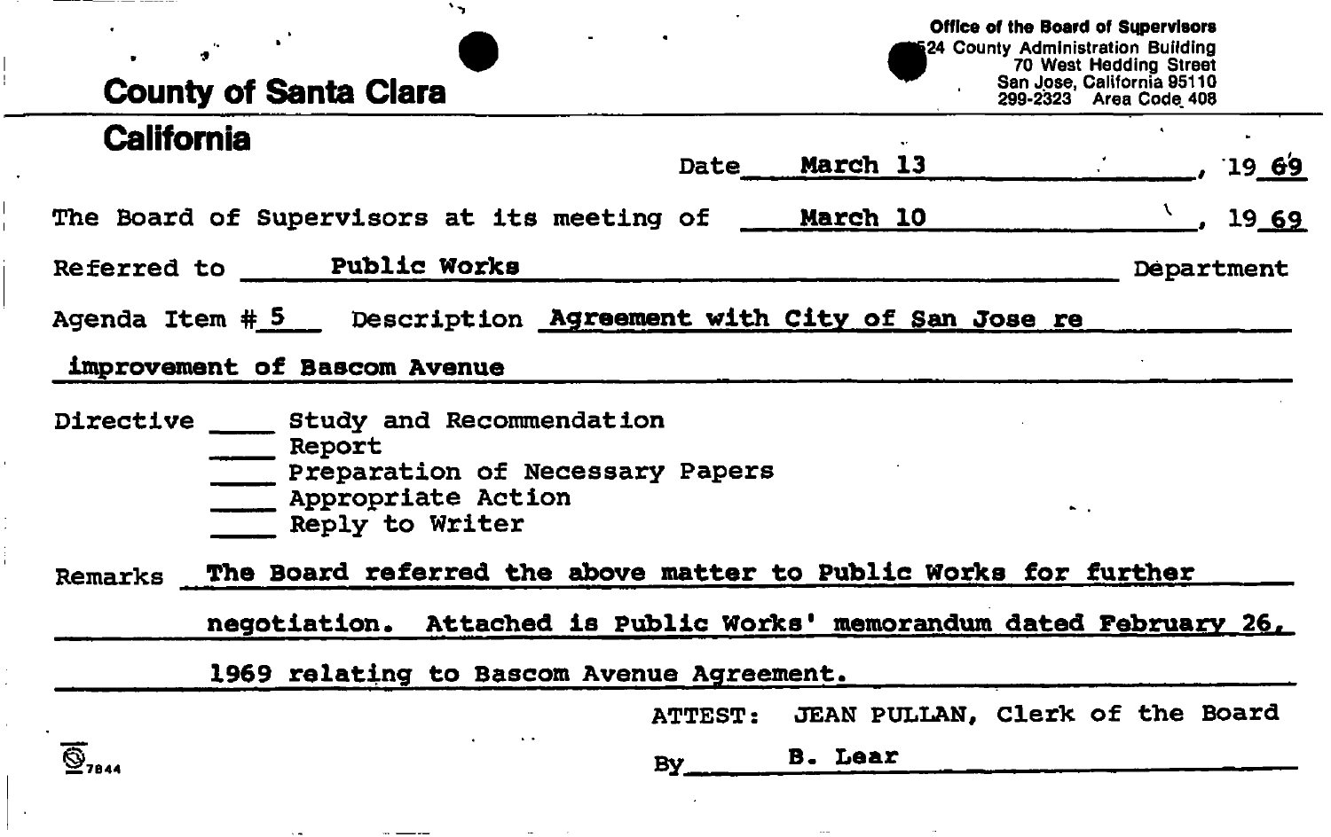# County of Santa Clara

## California

Office of the Board of Supervisors
524 County Administration Building
70 West Hedding Street
San Jose, California 95110
299-2323 Area Code 408

Date **March 13**, 19**69**

The Board of Supervisors at its meeting of **March 10**, 19**69**

Referred to **Public Works** Department

Agenda Item # **5** Description **Agreement with City of San Jose re improvement of Bascom Avenue**

Directive
- ____ Study and Recommendation
- ____ Report
- ____ Preparation of Necessary Papers
- ____ Appropriate Action
- ____ Reply to Writer

Remarks **The Board referred the above matter to Public Works for further negotiation. Attached is Public Works' memorandum dated February 26, 1969 relating to Bascom Avenue Agreement.**

ATTEST: JEAN PULLAN, Clerk of the Board

By **B. Lear**

7844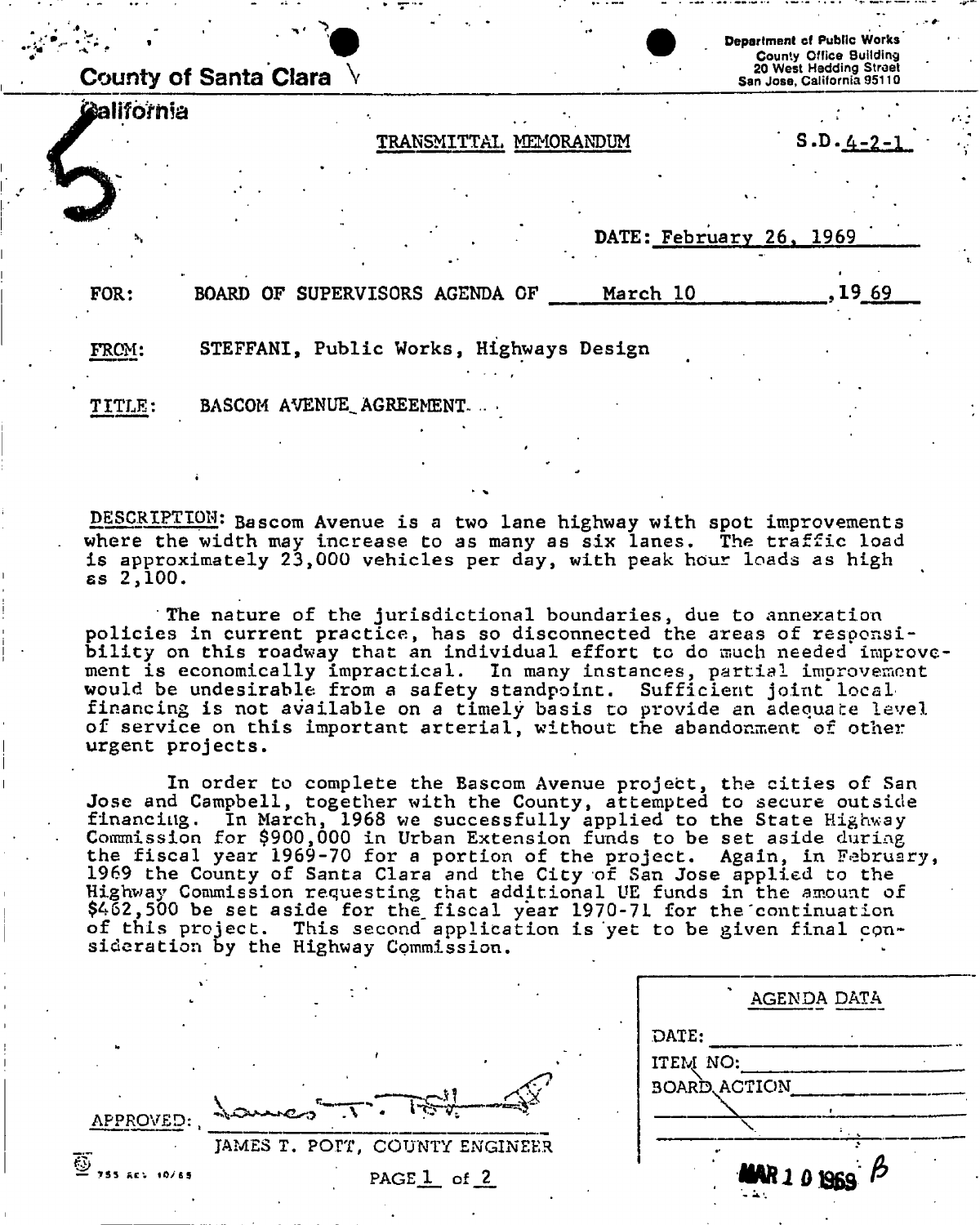County of Santa Clara

California

Department of Public Works
County Office Building
20 West Hedding Street
San Jose, California 95110

5

TRANSMITTAL MEMORANDUM

S.D. 4-2-1

DATE: February 26, 1969

FOR: BOARD OF SUPERVISORS AGENDA OF March 10, 1969

FROM: STEFFANI, Public Works, Highways Design

TITLE: BASCOM AVENUE AGREEMENT

DESCRIPTION: Bascom Avenue is a two lane highway with spot improvements where the width may increase to as many as six lanes. The traffic load is approximately 23,000 vehicles per day, with peak hour loads as high as 2,100.

The nature of the jurisdictional boundaries, due to annexation policies in current practice, has so disconnected the areas of responsibility on this roadway that an individual effort to do much needed improvement is economically impractical. In many instances, partial improvement would be undesirable from a safety standpoint. Sufficient joint local financing is not available on a timely basis to provide an adequate level of service on this important arterial, without the abandonment of other urgent projects.

In order to complete the Bascom Avenue project, the cities of San Jose and Campbell, together with the County, attempted to secure outside financing. In March, 1968 we successfully applied to the State Highway Commission for $900,000 in Urban Extension funds to be set aside during the fiscal year 1969-70 for a portion of the project. Again, in February, 1969 the County of Santa Clara and the City of San Jose applied to the Highway Commission requesting that additional UE funds in the amount of $462,500 be set aside for the fiscal year 1970-71 for the continuation of this project. This second application is yet to be given final consideration by the Highway Commission.

APPROVED: James T. Pott

JAMES T. POTT, COUNTY ENGINEER

AGENDA DATA

DATE:

ITEM NO:

BOARD ACTION

MAR 10 1969 B

755 REV 10/65

PAGE 1 of 2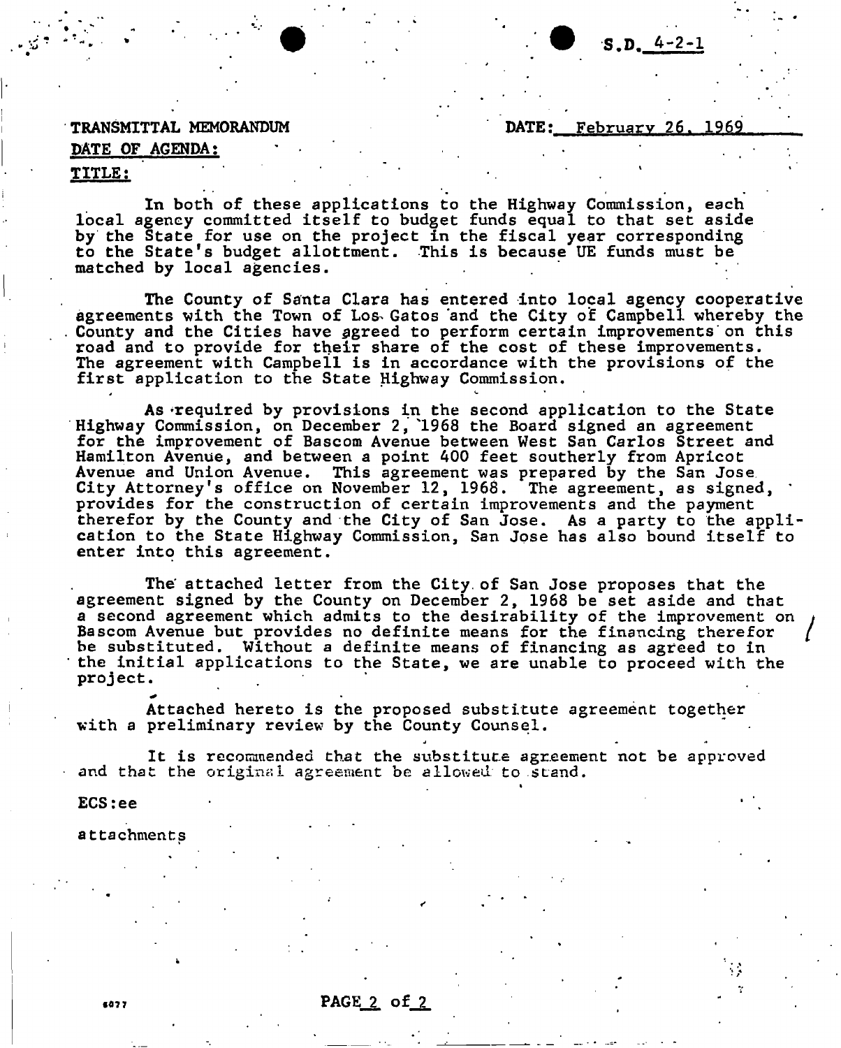S.D. 4-2-1

**TRANSMITTAL MEMORANDUM** **DATE:** February 26, 1969

**DATE OF AGENDA:**

**TITLE:**

In both of these applications to the Highway Commission, each local agency committed itself to budget funds equal to that set aside by the State for use on the project in the fiscal year corresponding to the State's budget allottment. This is because UE funds must be matched by local agencies.

The County of Santa Clara has entered into local agency cooperative agreements with the Town of Los Gatos and the City of Campbell whereby the County and the Cities have agreed to perform certain improvements on this road and to provide for their share of the cost of these improvements. The agreement with Campbell is in accordance with the provisions of the first application to the State Highway Commission.

As required by provisions in the second application to the State Highway Commission, on December 2, 1968 the Board signed an agreement for the improvement of Bascom Avenue between West San Carlos Street and Hamilton Avenue, and between a point 400 feet southerly from Apricot Avenue and Union Avenue. This agreement was prepared by the San Jose City Attorney's office on November 12, 1968. The agreement, as signed, provides for the construction of certain improvements and the payment therefor by the County and the City of San Jose. As a party to the application to the State Highway Commission, San Jose has also bound itself to enter into this agreement.

The attached letter from the City of San Jose proposes that the agreement signed by the County on December 2, 1968 be set aside and that a second agreement which admits to the desirability of the improvement on Bascom Avenue but provides no definite means for the financing therefor be substituted. Without a definite means of financing as agreed to in the initial applications to the State, we are unable to proceed with the project.

Attached hereto is the proposed substitute agreement together with a preliminary review by the County Counsel.

It is recommended that the substitute agreement not be approved and that the original agreement be allowed to stand.

ECS:ee

attachments

6077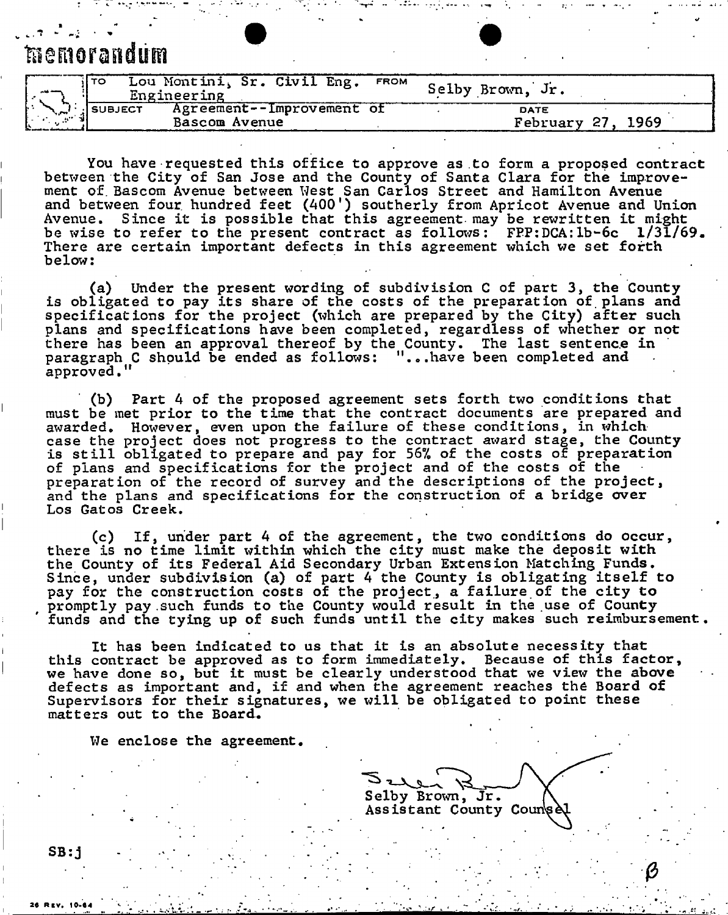# memorandum

| | |
|---|---|
| TO | Lou Montini, Sr. Civil Eng. Engineering |
| FROM | Selby Brown, Jr. |
| SUBJECT | Agreement--Improvement of Bascom Avenue |
| DATE | February 27, 1969 |

You have requested this office to approve as to form a proposed contract between the City of San Jose and the County of Santa Clara for the improvement of Bascom Avenue between West San Carlos Street and Hamilton Avenue and between four hundred feet (400') southerly from Apricot Avenue and Union Avenue. Since it is possible that this agreement may be rewritten it might be wise to refer to the present contract as follows: FPP:DCA:1b-6c 1/31/69. There are certain important defects in this agreement which we set forth below:

(a) Under the present wording of subdivision C of part 3, the County is obligated to pay its share of the costs of the preparation of plans and specifications for the project (which are prepared by the City) after such plans and specifications have been completed, regardless of whether or not there has been an approval thereof by the County. The last sentence in paragraph C should be ended as follows: "...have been completed and approved."

(b) Part 4 of the proposed agreement sets forth two conditions that must be met prior to the time that the contract documents are prepared and awarded. However, even upon the failure of these conditions, in which case the project does not progress to the contract award stage, the County is still obligated to prepare and pay for 56% of the costs of preparation of plans and specifications for the project and of the costs of the preparation of the record of survey and the descriptions of the project, and the plans and specifications for the construction of a bridge over Los Gatos Creek.

(c) If, under part 4 of the agreement, the two conditions do occur, there is no time limit within which the city must make the deposit with the County of its Federal Aid Secondary Urban Extension Matching Funds. Since, under subdivision (a) of part 4 the County is obligating itself to pay for the construction costs of the project, a failure of the city to promptly pay such funds to the County would result in the use of County funds and the tying up of such funds until the city makes such reimbursement.

It has been indicated to us that it is an absolute necessity that this contract be approved as to form immediately. Because of this factor, we have done so, but it must be clearly understood that we view the above defects as important and, if and when the agreement reaches the Board of Supervisors for their signatures, we will be obligated to point these matters out to the Board.

We enclose the agreement.

Selby Brown, Jr.
Selby Brown, Jr.
Assistant County Counsel

SB:j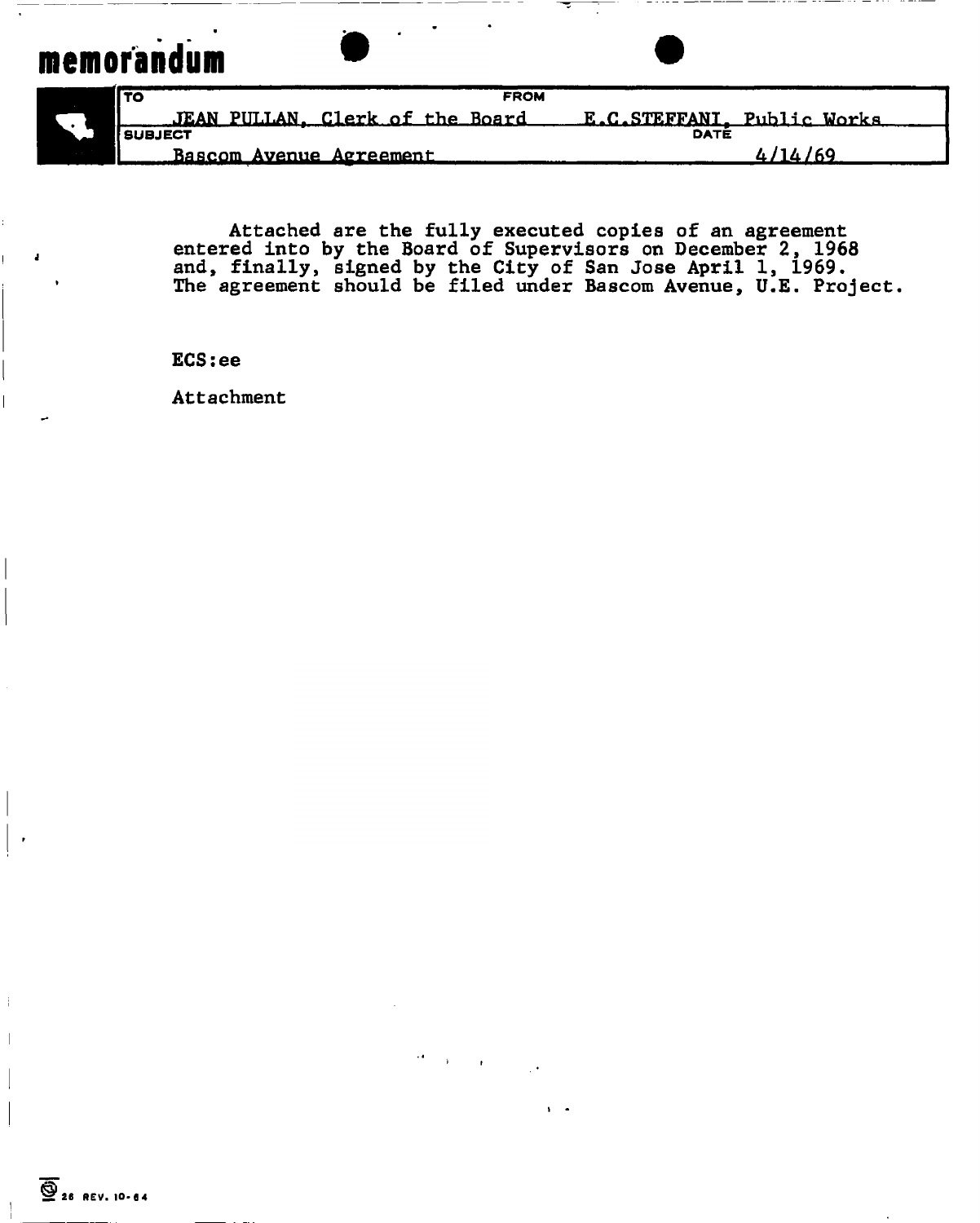# memorandum

| TO | FROM |
|---|---|
| JEAN PULLAN, Clerk of the Board | E.C.STEFFANI, Public Works |
| **SUBJECT** | **DATE** |
| Bascom Avenue Agreement | 4/14/69 |

Attached are the fully executed copies of an agreement entered into by the Board of Supervisors on December 2, 1968 and, finally, signed by the City of San Jose April 1, 1969. The agreement should be filed under Bascom Avenue, U.E. Project.

ECS:ee

Attachment

26 REV. 10-64